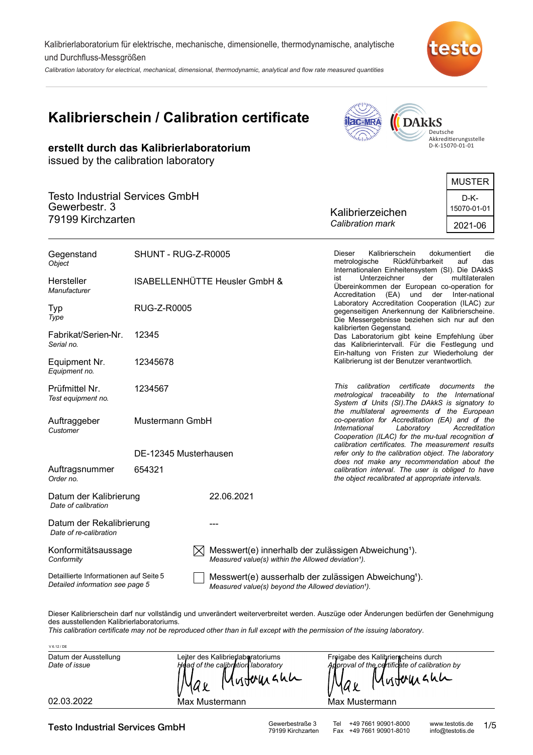Kalibrierlaboratorium für elektrische, mechanische, dimensionelle, thermodynamische, analytische und Durchfluss-Messgrößen

*Calibration laboratory for electrical, mechanical, dimensional, thermodynamic, analytical and flow rate measured quantities*

# Kalibrierschein / Calibration certificate

**erstellt durch das Kalibrierlaboratorium**
issued by the calibration laboratory

DAkkS Deutsche Akkreditierungsstelle D-K-15070-01-01

Testo Industrial Services GmbH
Gewerbestr. 3
79199 Kirchzarten

| Kalibrierzeichen / *Calibration mark* | MUSTER |
|---|---|
| | D-K-15070-01-01 |
| | 2021-06 |

| | |
|---|---|
| Gegenstand / *Object* | SHUNT - RUG-Z-R0005 |
| Hersteller / *Manufacturer* | ISABELLENHÜTTE Heusler GmbH & |
| Typ / *Type* | RUG-Z-R0005 |
| Fabrikat/Serien-Nr. / *Serial no.* | 12345 |
| Equipment Nr. / *Equipment no.* | 12345678 |
| Prüfmittel Nr. / *Test equipment no.* | 1234567 |
| Auftraggeber / *Customer* | Mustermann GmbH<br>DE-12345 Musterhausen |
| Auftragsnummer / *Order no.* | 654321 |
| Datum der Kalibrierung / *Date of calibration* | 22.06.2021 |
| Datum der Rekalibrierung / *Date of re-calibration* | --- |

Dieser Kalibrierschein dokumentiert die metrologische Rückführbarkeit auf das Internationalen Einheitensystem (SI). Die DAkkS ist Unterzeichner der multilateralen Übereinkommen der European co-operation for Accreditation (EA) und der Inter-national Laboratory Accreditation Cooperation (ILAC) zur gegenseitigen Anerkennung der Kalibrierscheine. Die Messergebnisse beziehen sich nur auf den kalibrierten Gegenstand.
Das Laboratorium gibt keine Empfehlung über das Kalibrierintervall. Für die Festlegung und Ein-haltung von Fristen zur Wiederholung der Kalibrierung ist der Benutzer verantwortlich.

*This calibration certificate documents the metrological traceability to the International System of Units (SI).The DAkkS is signatory to the multilateral agreements of the European co-operation for Accreditation (EA) and of the International Laboratory Accreditation Cooperation (ILAC) for the mu-tual recognition of calibration certificates. The measurement results refer only to the calibration object. The laboratory does not make any recommendation about the calibration interval. The user is obliged to have the object recalibrated at appropriate intervals.*

Konformitätsaussage / *Conformity*

Detaillierte Informationen auf Seite 5 / *Detailed information see page 5*

- [x] Messwert(e) innerhalb der zulässigen Abweichung¹). / *Measured value(s) within the Allowed deviation¹).*
- [ ] Messwert(e) ausserhalb der zulässigen Abweichung¹). / *Measured value(s) beyond the Allowed deviation¹).*

Dieser Kalibrierschein darf nur vollständig und unverändert weiterverbreitet werden. Auszüge oder Änderungen bedürfen der Genehmigung des ausstellenden Kalibrierlaboratoriums.
*This calibration certificate may not be reproduced other than in full except with the permission of the issuing laboratory.*

V 6.12 / DE

| Datum der Ausstellung / *Date of issue* | Leiter des Kalibrierlaboratoriums / *Head of the calibration laboratory* | Freigabe des Kalibrierscheins durch / *Approval of the certificate of calibration by* |
|---|---|---|
| 02.03.2022 | Max Mustermann | Max Mustermann |

Testo Industrial Services GmbH · Gewerbestraße 3, 79199 Kirchzarten · Tel +49 7661 90901-8000 · Fax +49 7661 90901-8010 · www.testotis.de · info@testotis.de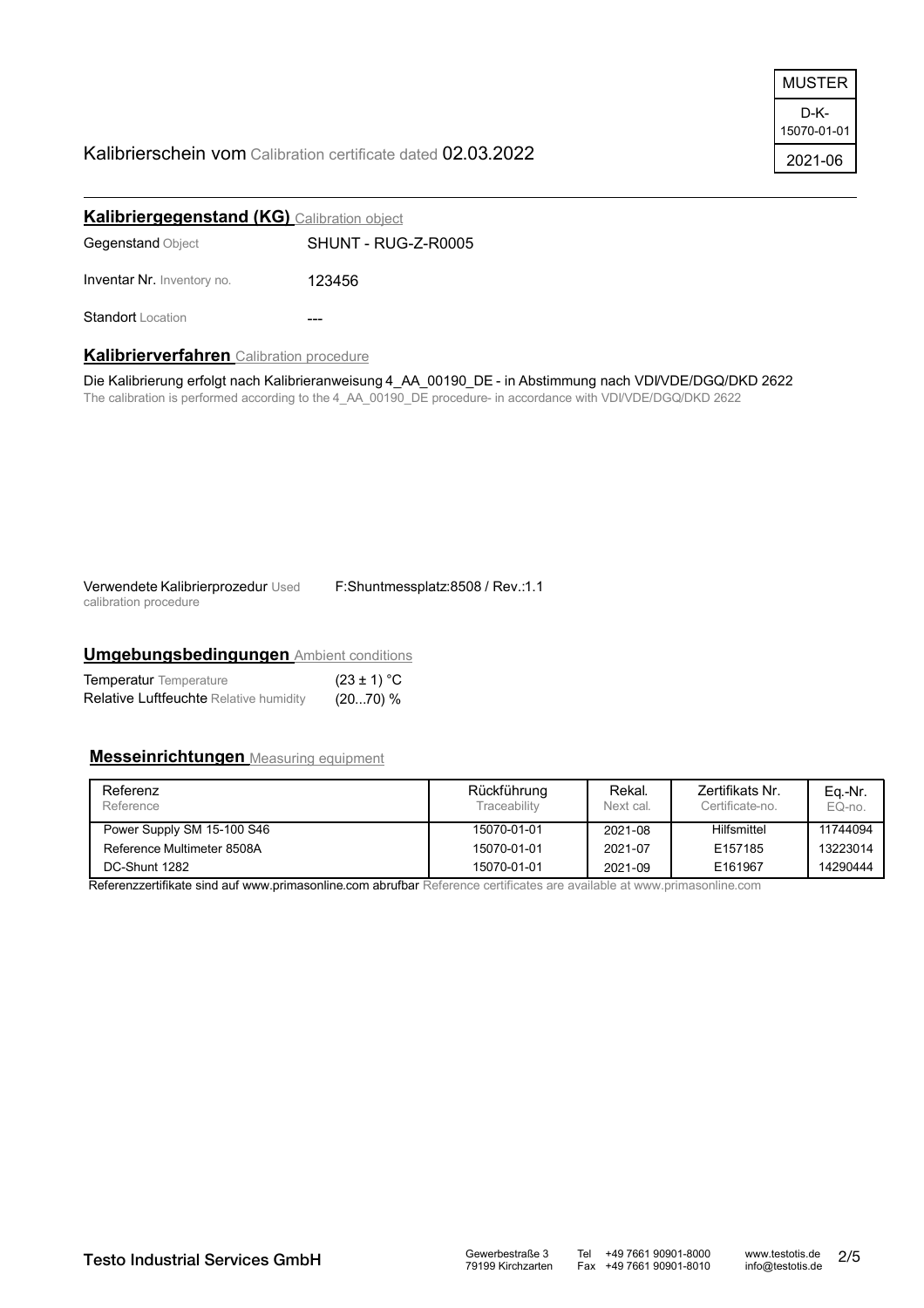| MUSTER |
| --- |
| D-K-15070-01-01 |
| 2021-06 |

Kalibrierschein vom Calibration certificate dated 02.03.2022

## Kalibriergegenstand (KG) Calibration object

| | |
| --- | --- |
| Gegenstand Object | SHUNT - RUG-Z-R0005 |
| Inventar Nr. Inventory no. | 123456 |
| Standort Location | --- |

## Kalibrierverfahren Calibration procedure

Die Kalibrierung erfolgt nach Kalibrieranweisung 4_AA_00190_DE - in Abstimmung nach VDI/VDE/DGQ/DKD 2622
The calibration is performed according to the 4_AA_00190_DE procedure- in accordance with VDI/VDE/DGQ/DKD 2622

Verwendete Kalibrierprozedur Used calibration procedure F:Shuntmessplatz:8508 / Rev.:1.1

## Umgebungsbedingungen Ambient conditions

| | |
| --- | --- |
| Temperatur Temperature | (23 ± 1) °C |
| Relative Luftfeuchte Relative humidity | (20...70) % |

## Messeinrichtungen Measuring equipment

| Referenz Reference | Rückführung Traceability | Rekal. Next cal. | Zertifikats Nr. Certificate-no. | Eq.-Nr. EQ-no. |
| --- | --- | --- | --- | --- |
| Power Supply SM 15-100 S46 | 15070-01-01 | 2021-08 | Hilfsmittel | 11744094 |
| Reference Multimeter 8508A | 15070-01-01 | 2021-07 | E157185 | 13223014 |
| DC-Shunt 1282 | 15070-01-01 | 2021-09 | E161967 | 14290444 |

Referenzzertifikate sind auf www.primasonline.com abrufbar Reference certificates are available at www.primasonline.com

Testo Industrial Services GmbH — Gewerbestraße 3, 79199 Kirchzarten — Tel +49 7661 90901-8000, Fax +49 7661 90901-8010 — www.testotis.de, info@testotis.de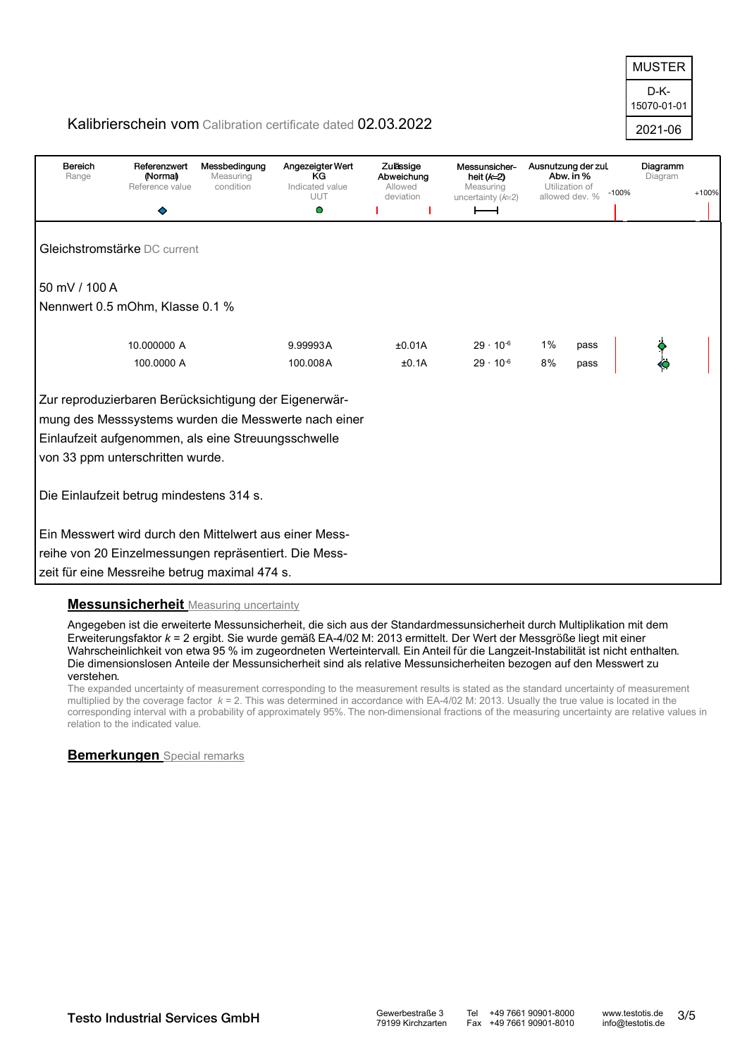MUSTER

D-K-15070-01-01

2021-06

Kalibrierschein vom Calibration certificate dated 02.03.2022

| Bereich Range | Referenzwert (Normal) Reference value | Messbedingung Measuring condition | Angezeigter Wert KG Indicated value UUT | Zulässige Abweichung Allowed deviation | Messunsicherheit ($k$=2) Measuring uncertainty ($k$=2) | Ausnutzung der zul. Abw. in % Utilization of allowed dev. % | | Diagramm Diagram (-100% … +100%) |
|---|---|---|---|---|---|---|---|---|
| **Gleichstromstärke** DC current | | | | | | | | |
| 50 mV / 100 A | | | | | | | | |
| Nennwert 0.5 mOhm, Klasse 0.1 % | | | | | | | | |
| | 10.000000 A | | 9.99993A | ±0.01A | $29 \cdot 10^{-6}$ | 1% | pass | |
| | 100.0000 A | | 100.008A | ±0.1A | $29 \cdot 10^{-6}$ | 8% | pass | |

Zur reproduzierbaren Berücksichtigung der Eigenerwärmung des Messsystems wurden die Messwerte nach einer Einlaufzeit aufgenommen, als eine Streuungsschwelle von 33 ppm unterschritten wurde.

Die Einlaufzeit betrug mindestens 314 s.

Ein Messwert wird durch den Mittelwert aus einer Messreihe von 20 Einzelmessungen repräsentiert. Die Messzeit für eine Messreihe betrug maximal 474 s.

## Messunsicherheit Measuring uncertainty

Angegeben ist die erweiterte Messunsicherheit, die sich aus der Standardmessunsicherheit durch Multiplikation mit dem Erweiterungsfaktor $k$ = 2 ergibt. Sie wurde gemäß EA-4/02 M: 2013 ermittelt. Der Wert der Messgröße liegt mit einer Wahrscheinlichkeit von etwa 95 % im zugeordneten Werteintervall. Ein Anteil für die Langzeit-Instabilität ist nicht enthalten. Die dimensionslosen Anteile der Messunsicherheit sind als relative Messunsicherheiten bezogen auf den Messwert zu verstehen.

The expanded uncertainty of measurement corresponding to the measurement results is stated as the standard uncertainty of measurement multiplied by the coverage factor $k$ = 2. This was determined in accordance with EA-4/02 M: 2013. Usually the true value is located in the corresponding interval with a probability of approximately 95%. The non-dimensional fractions of the measuring uncertainty are relative values in relation to the indicated value.

## Bemerkungen Special remarks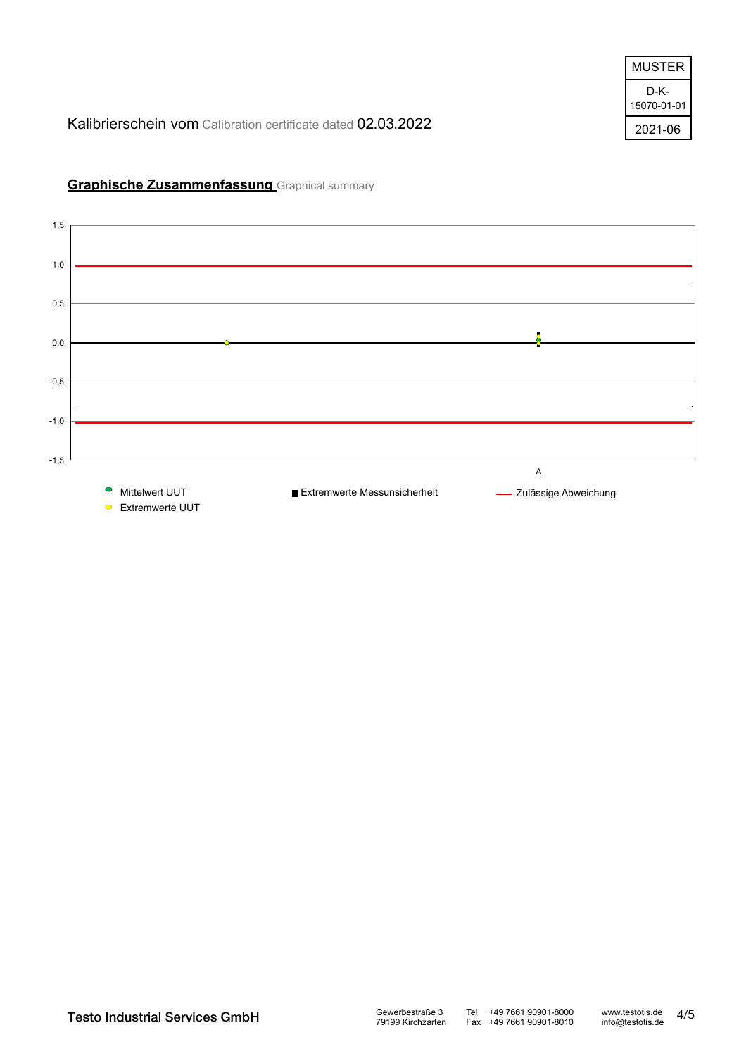MUSTER

D-K-
15070-01-01

2021-06

Kalibrierschein vom Calibration certificate dated 02.03.2022

## Graphische Zusammenfassung Graphical summary

1,5

1,0

0,5

0,0

-0,5

-1,0

-1,5

A

Mittelwert UUT

Extremwerte UUT

Extremwerte Messunsicherheit

Zulässige Abweichung

**Testo Industrial Services GmbH**

Gewerbestraße 3
79199 Kirchzarten

Tel +49 7661 90901-8000
Fax +49 7661 90901-8010

www.testotis.de
info@testotis.de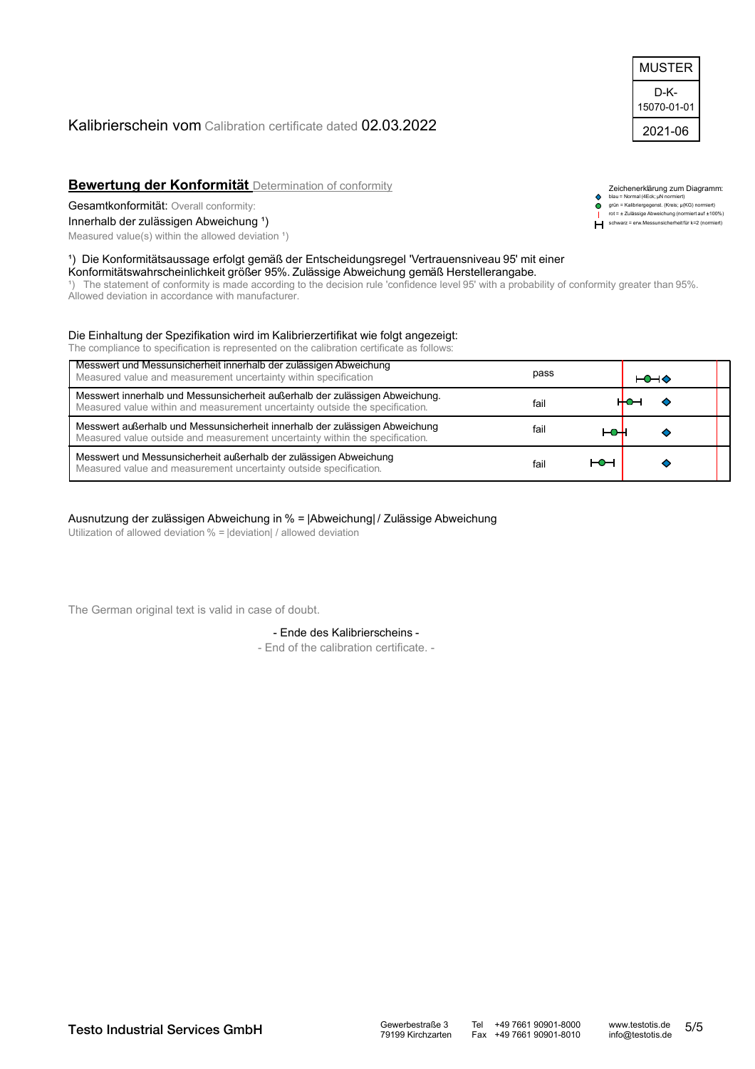MUSTER
D-K-15070-01-01
2021-06

Kalibrierschein vom Calibration certificate dated 02.03.2022

## Bewertung der Konformität Determination of conformity

Gesamtkonformität: Overall conformity:

Innerhalb der zulässigen Abweichung [1]

Measured value(s) within the allowed deviation [1]

Zeichenerklärung zum Diagramm:
blau = Normal (4Eck; μN normiert)
grün = Kalibriergegenst. (Kreis; μ(KG) normiert)
rot = ± Zulässige Abweichung (normiert auf ±100%)
schwarz = erw.Messunsicherheit für k=2 (normiert)

[1]) Die Konformitätsaussage erfolgt gemäß der Entscheidungsregel 'Vertrauensniveau 95' mit einer Konformitätswahrscheinlichkeit größer 95%. Zulässige Abweichung gemäß Herstellerangabe.

[1]) The statement of conformity is made according to the decision rule 'confidence level 95' with a probability of conformity greater than 95%. Allowed deviation in accordance with manufacturer.

Die Einhaltung der Spezifikation wird im Kalibrierzertifikat wie folgt angezeigt:
The compliance to specification is represented on the calibration certificate as follows:

| | | |
|---|---|---|
| Messwert und Messunsicherheit innerhalb der zulässigen Abweichung<br>Measured value and measurement uncertainty within specification | pass | |
| Messwert innerhalb und Messunsicherheit außerhalb der zulässigen Abweichung.<br>Measured value within and measurement uncertainty outside the specification. | fail | |
| Messwert außerhalb und Messunsicherheit innerhalb der zulässigen Abweichung<br>Measured value outside and measurement uncertainty within the specification. | fail | |
| Messwert und Messunsicherheit außerhalb der zulässigen Abweichung<br>Measured value and measurement uncertainty outside specification. | fail | |

Ausnutzung der zulässigen Abweichung in % = |Abweichung| / Zulässige Abweichung
Utilization of allowed deviation % = |deviation| / allowed deviation

The German original text is valid in case of doubt.

- Ende des Kalibrierscheins -
- End of the calibration certificate. -

Testo Industrial Services GmbH
Gewerbestraße 3
79199 Kirchzarten
Tel +49 7661 90901-8000
Fax +49 7661 90901-8010
www.testotis.de
info@testotis.de